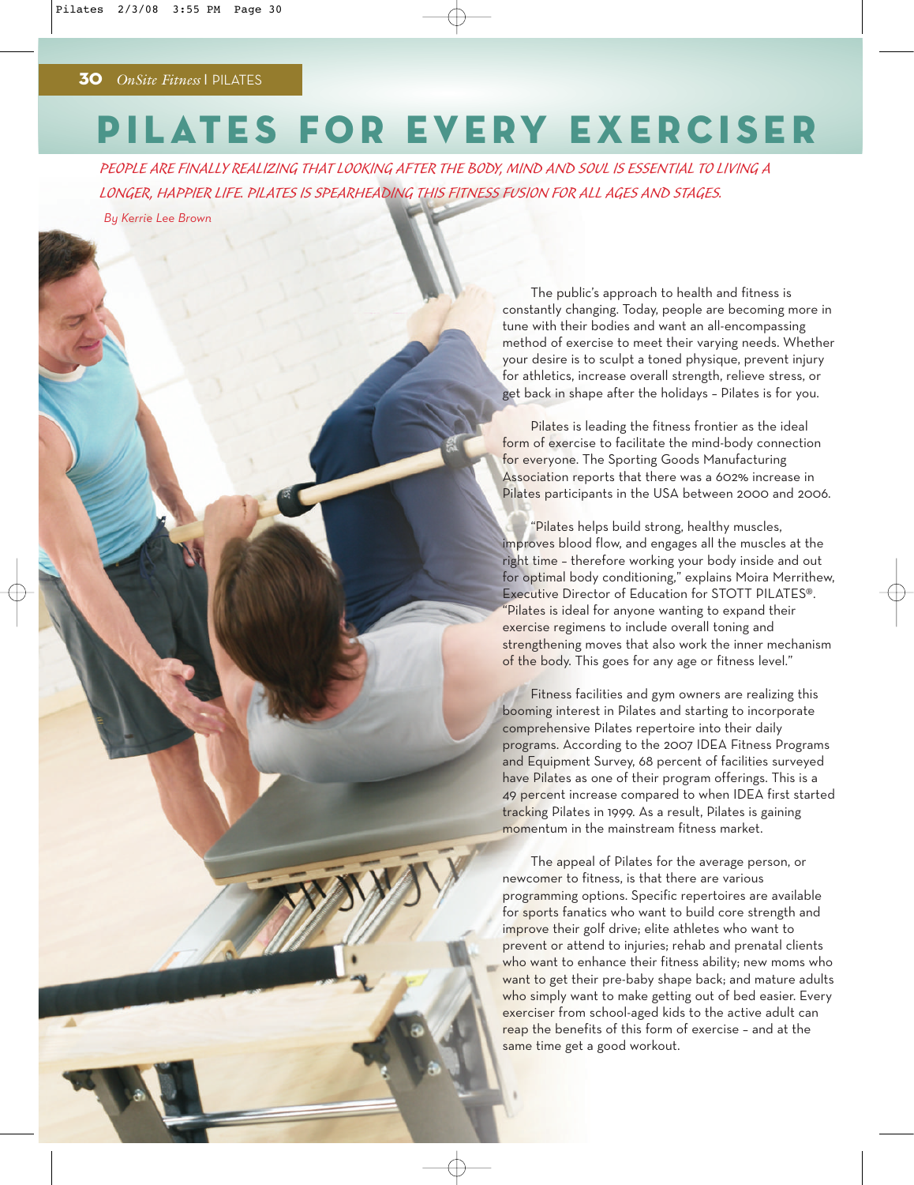# PILATES FOR EVERY EXERCISER

*PEOPLE ARE FINALLY REALIZING THAT LOOKING AFTER THE BODY, MIND AND SOUL IS ESSENTIAL TO LIVING A LONGER, HAPPIER LIFE. PILATES IS SPEARHEADING THIS FITNESS FUSION FOR ALL AGES AND STAGES.*

*By Kerrie Lee Brown*

The public's approach to health and fitness is constantly changing. Today, people are becoming more in tune with their bodies and want an all-encompassing method of exercise to meet their varying needs. Whether your desire is to sculpt a toned physique, prevent injury for athletics, increase overall strength, relieve stress, or get back in shape after the holidays – Pilates is for you.

Pilates is leading the fitness frontier as the ideal form of exercise to facilitate the mind-body connection for everyone. The Sporting Goods Manufacturing Association reports that there was a 602% increase in Pilates participants in the USA between 2000 and 2006.

"Pilates helps build strong, healthy muscles, improves blood flow, and engages all the muscles at the right time – therefore working your body inside and out for optimal body conditioning," explains Moira Merrithew, Executive Director of Education for STOTT PILATES®. "Pilates is ideal for anyone wanting to expand their exercise regimens to include overall toning and strengthening moves that also work the inner mechanism of the body. This goes for any age or fitness level."

Fitness facilities and gym owners are realizing this booming interest in Pilates and starting to incorporate comprehensive Pilates repertoire into their daily programs. According to the 2007 IDEA Fitness Programs and Equipment Survey, 68 percent of facilities surveyed have Pilates as one of their program offerings. This is a 49 percent increase compared to when IDEA first started tracking Pilates in 1999. As a result, Pilates is gaining momentum in the mainstream fitness market.

The appeal of Pilates for the average person, or newcomer to fitness, is that there are various programming options. Specific repertoires are available for sports fanatics who want to build core strength and improve their golf drive; elite athletes who want to prevent or attend to injuries; rehab and prenatal clients who want to enhance their fitness ability; new moms who want to get their pre-baby shape back; and mature adults who simply want to make getting out of bed easier. Every exerciser from school-aged kids to the active adult can reap the benefits of this form of exercise – and at the same time get a good workout.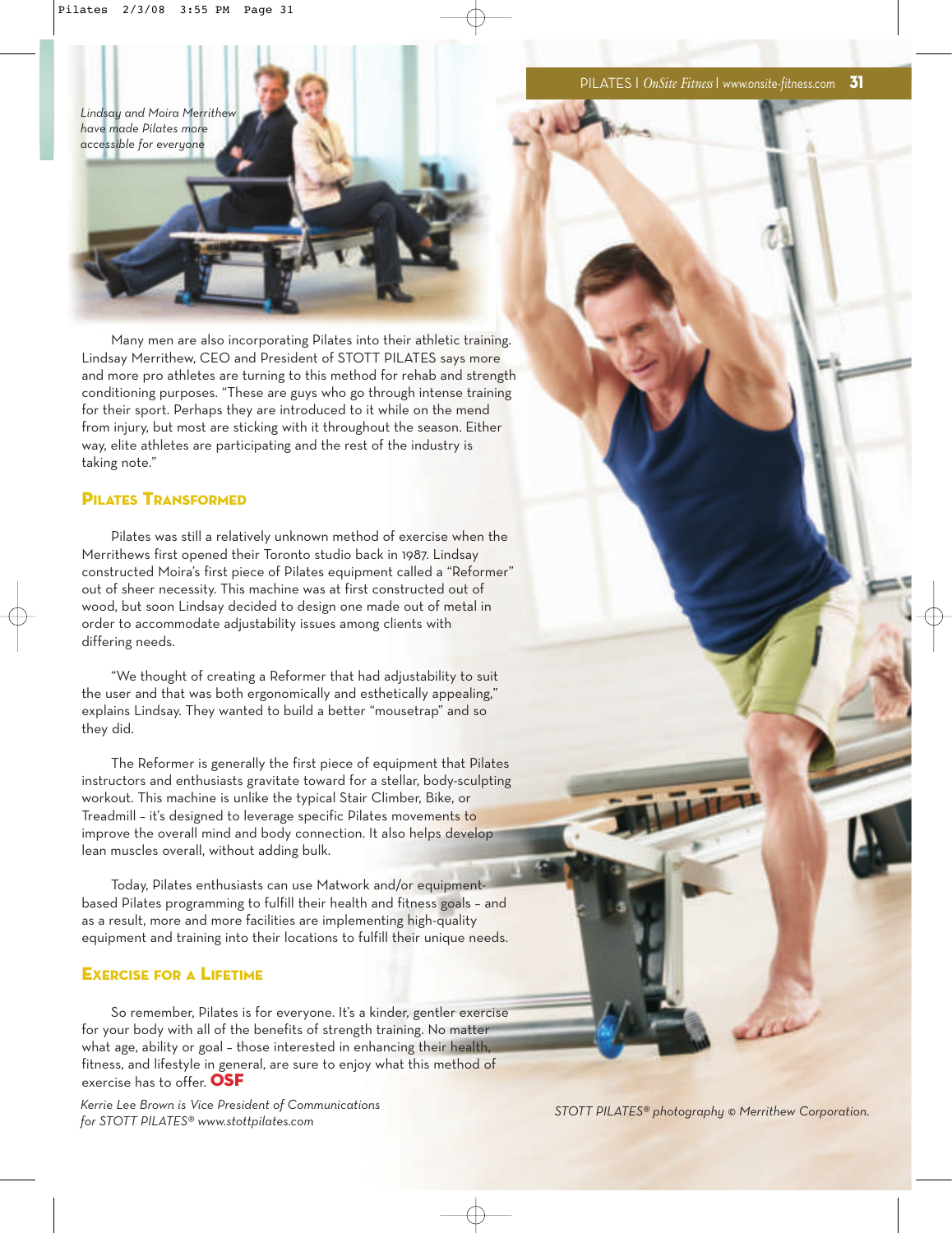*Lindsay and Moira Merrithew have made Pilates more accessible for everyone*

Many men are also incorporating Pilates into their athletic training. Lindsay Merrithew, CEO and President of STOTT PILATES says more and more pro athletes are turning to this method for rehab and strength conditioning purposes. "These are guys who go through intense training for their sport. Perhaps they are introduced to it while on the mend from injury, but most are sticking with it throughout the season. Either way, elite athletes are participating and the rest of the industry is taking note."

## Pilates Transformed

Pilates was still a relatively unknown method of exercise when the Merrithews first opened their Toronto studio back in 1987. Lindsay constructed Moira's first piece of Pilates equipment called a "Reformer" out of sheer necessity. This machine was at first constructed out of wood, but soon Lindsay decided to design one made out of metal in order to accommodate adjustability issues among clients with differing needs.

"We thought of creating a Reformer that had adjustability to suit the user and that was both ergonomically and esthetically appealing," explains Lindsay. They wanted to build a better "mousetrap" and so they did.

The Reformer is generally the first piece of equipment that Pilates instructors and enthusiasts gravitate toward for a stellar, body-sculpting workout. This machine is unlike the typical Stair Climber, Bike, or Treadmill – it's designed to leverage specific Pilates movements to improve the overall mind and body connection. It also helps develop lean muscles overall, without adding bulk.

Today, Pilates enthusiasts can use Matwork and/or equipment-based Pilates programming to fulfill their health and fitness goals – and as a result, more and more facilities are implementing high-quality equipment and training into their locations to fulfill their unique needs.

## Exercise for a Lifetime

So remember, Pilates is for everyone. It's a kinder, gentler exercise for your body with all of the benefits of strength training. No matter what age, ability or goal – those interested in enhancing their health, fitness, and lifestyle in general, are sure to enjoy what this method of exercise has to offer. **OSF**

*Kerrie Lee Brown is Vice President of Communications for STOTT PILATES® www.stottpilates.com*

*STOTT PILATES® photography © Merrithew Corporation.*